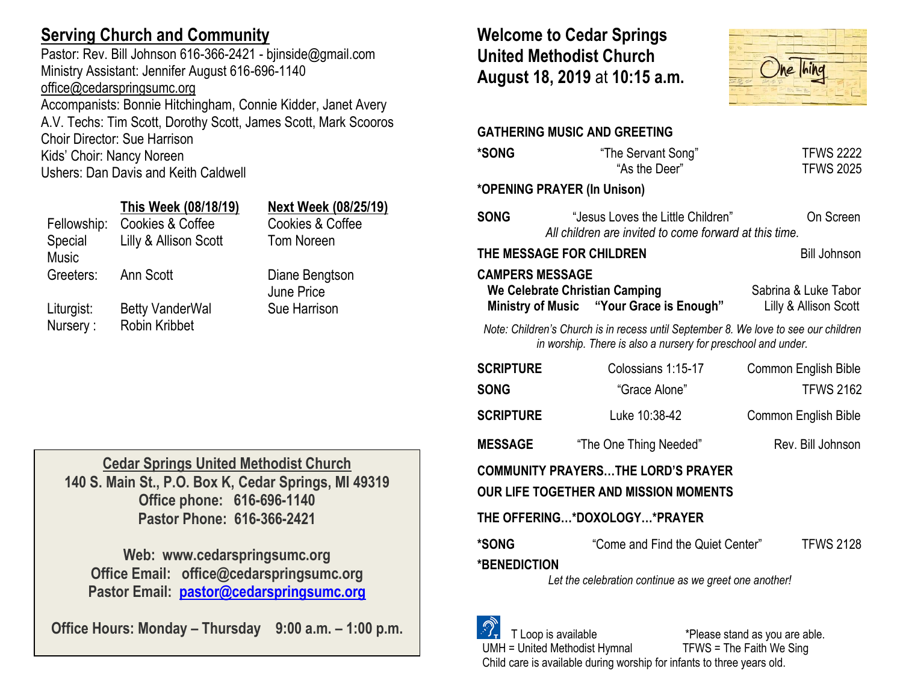## Serving Church and Community

Pastor: Rev. Bill Johnson 616-366-2421 - bjinside@gmail.com
Ministry Assistant: Jennifer August 616-696-1140
office@cedarspringsumc.org
Accompanists: Bonnie Hitchingham, Connie Kidder, Janet Avery
A.V. Techs: Tim Scott, Dorothy Scott, James Scott, Mark Scooros
Choir Director: Sue Harrison
Kids' Choir: Nancy Noreen
Ushers: Dan Davis and Keith Caldwell

| | **This Week (08/18/19)** | **Next Week (08/25/19)** |
|---|---|---|
| Fellowship: | Cookies & Coffee | Cookies & Coffee |
| Special Music | Lilly & Allison Scott | Tom Noreen |
| Greeters: | Ann Scott | Diane Bengtson<br>June Price |
| Liturgist: | Betty VanderWal | Sue Harrison |
| Nursery : | Robin Kribbet | |

**Cedar Springs United Methodist Church**
**140 S. Main St., P.O. Box K, Cedar Springs, MI 49319**
**Office phone: 616-696-1140**
**Pastor Phone: 616-366-2421**

**Web: www.cedarspringsumc.org**
**Office Email: office@cedarspringsumc.org**
**Pastor Email: pastor@cedarspringsumc.org**

**Office Hours: Monday – Thursday 9:00 a.m. – 1:00 p.m.**

## Welcome to Cedar Springs United Methodist Church August 18, 2019 at 10:15 a.m.

One Thing

**GATHERING MUSIC AND GREETING**

**\*SONG** "The Servant Song" TFWS 2222
"As the Deer" TFWS 2025

**\*OPENING PRAYER (In Unison)**

**SONG** "Jesus Loves the Little Children" On Screen
*All children are invited to come forward at this time.*

**THE MESSAGE FOR CHILDREN** Bill Johnson

**CAMPERS MESSAGE**
**We Celebrate Christian Camping** Sabrina & Luke Tabor
**Ministry of Music "Your Grace is Enough"** Lilly & Allison Scott

*Note: Children's Church is in recess until September 8. We love to see our children in worship. There is also a nursery for preschool and under.*

**SCRIPTURE** Colossians 1:15-17 Common English Bible

**SONG** "Grace Alone" TFWS 2162

**SCRIPTURE** Luke 10:38-42 Common English Bible

**MESSAGE** "The One Thing Needed" Rev. Bill Johnson

**COMMUNITY PRAYERS…THE LORD'S PRAYER**

**OUR LIFE TOGETHER AND MISSION MOMENTS**

**THE OFFERING…\*DOXOLOGY…\*PRAYER**

**\*SONG** "Come and Find the Quiet Center" TFWS 2128

**\*BENEDICTION**
*Let the celebration continue as we greet one another!*

T Loop is available *Please stand as you are able.
UMH = United Methodist Hymnal TFWS = The Faith We Sing
Child care is available during worship for infants to three years old.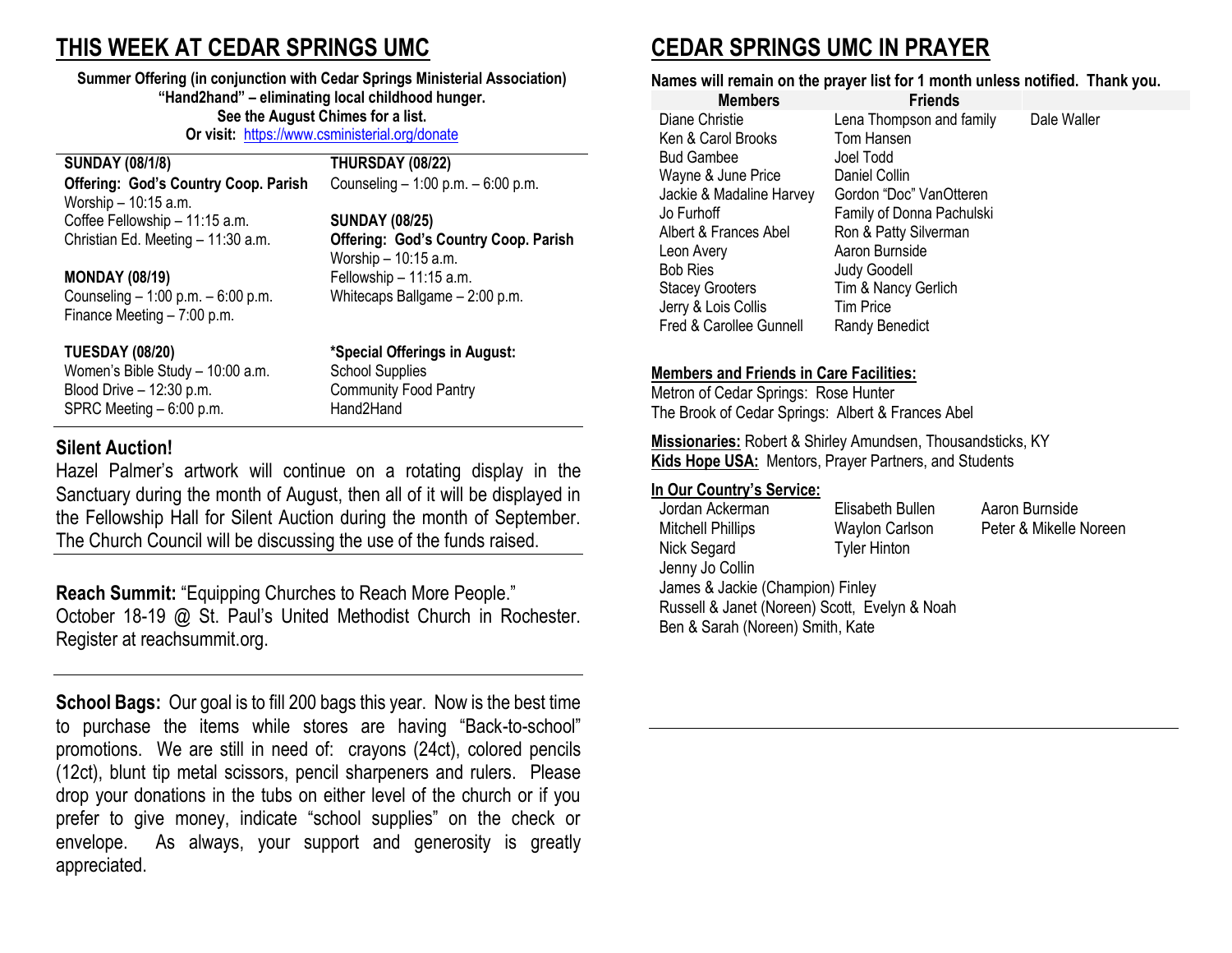# THIS WEEK AT CEDAR SPRINGS UMC

**Summer Offering (in conjunction with Cedar Springs Ministerial Association)**
**"Hand2hand" – eliminating local childhood hunger.**
**See the August Chimes for a list.**
**Or visit:** https://www.csministerial.org/donate

**SUNDAY (08/1/8)**
**Offering: God's Country Coop. Parish**
Worship – 10:15 a.m.
Coffee Fellowship – 11:15 a.m.
Christian Ed. Meeting – 11:30 a.m.

**MONDAY (08/19)**
Counseling – 1:00 p.m. – 6:00 p.m.
Finance Meeting – 7:00 p.m.

**TUESDAY (08/20)**
Women's Bible Study – 10:00 a.m.
Blood Drive – 12:30 p.m.
SPRC Meeting – 6:00 p.m.

**THURSDAY (08/22)**
Counseling – 1:00 p.m. – 6:00 p.m.

**SUNDAY (08/25)**
**Offering: God's Country Coop. Parish**
Worship – 10:15 a.m.
Fellowship – 11:15 a.m.
Whitecaps Ballgame – 2:00 p.m.

**\*Special Offerings in August:**
School Supplies
Community Food Pantry
Hand2Hand

## Silent Auction!

Hazel Palmer's artwork will continue on a rotating display in the Sanctuary during the month of August, then all of it will be displayed in the Fellowship Hall for Silent Auction during the month of September. The Church Council will be discussing the use of the funds raised.

**Reach Summit:** "Equipping Churches to Reach More People." October 18-19 @ St. Paul's United Methodist Church in Rochester. Register at reachsummit.org.

**School Bags:** Our goal is to fill 200 bags this year. Now is the best time to purchase the items while stores are having "Back-to-school" promotions. We are still in need of: crayons (24ct), colored pencils (12ct), blunt tip metal scissors, pencil sharpeners and rulers. Please drop your donations in the tubs on either level of the church or if you prefer to give money, indicate "school supplies" on the check or envelope. As always, your support and generosity is greatly appreciated.

# CEDAR SPRINGS UMC IN PRAYER

**Names will remain on the prayer list for 1 month unless notified. Thank you.**

| Members | Friends | |
|---|---|---|
| Diane Christie | Lena Thompson and family | Dale Waller |
| Ken & Carol Brooks | Tom Hansen | |
| Bud Gambee | Joel Todd | |
| Wayne & June Price | Daniel Collin | |
| Jackie & Madaline Harvey | Gordon "Doc" VanOtteren | |
| Jo Furhoff | Family of Donna Pachulski | |
| Albert & Frances Abel | Ron & Patty Silverman | |
| Leon Avery | Aaron Burnside | |
| Bob Ries | Judy Goodell | |
| Stacey Grooters | Tim & Nancy Gerlich | |
| Jerry & Lois Collis | Tim Price | |
| Fred & Carollee Gunnell | Randy Benedict | |

**Members and Friends in Care Facilities:**
Metron of Cedar Springs: Rose Hunter
The Brook of Cedar Springs: Albert & Frances Abel

**Missionaries:** Robert & Shirley Amundsen, Thousandsticks, KY
**Kids Hope USA:** Mentors, Prayer Partners, and Students

**In Our Country's Service:**

| | | |
|---|---|---|
| Jordan Ackerman | Elisabeth Bullen | Aaron Burnside |
| Mitchell Phillips | Waylon Carlson | Peter & Mikelle Noreen |
| Nick Segard | Tyler Hinton | |
| Jenny Jo Collin | | |

James & Jackie (Champion) Finley
Russell & Janet (Noreen) Scott, Evelyn & Noah
Ben & Sarah (Noreen) Smith, Kate